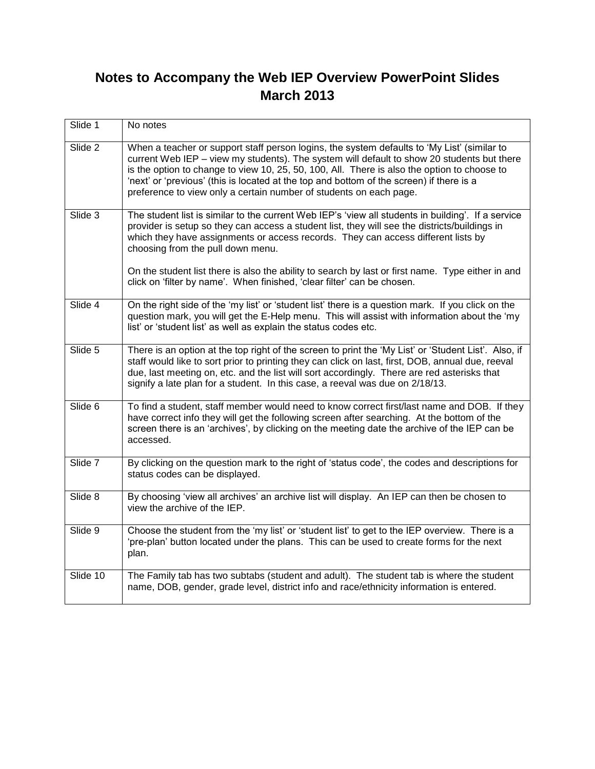# Notes to Accompany the Web IEP Overview PowerPoint Slides March 2013

| Slide | Notes |
|---|---|
| Slide 1 | No notes |
| Slide 2 | When a teacher or support staff person logins, the system defaults to 'My List' (similar to current Web IEP – view my students). The system will default to show 20 students but there is the option to change to view 10, 25, 50, 100, All. There is also the option to choose to 'next' or 'previous' (this is located at the top and bottom of the screen) if there is a preference to view only a certain number of students on each page. |
| Slide 3 | The student list is similar to the current Web IEP's 'view all students in building'. If a service provider is setup so they can access a student list, they will see the districts/buildings in which they have assignments or access records. They can access different lists by choosing from the pull down menu.<br><br>On the student list there is also the ability to search by last or first name. Type either in and click on 'filter by name'. When finished, 'clear filter' can be chosen. |
| Slide 4 | On the right side of the 'my list' or 'student list' there is a question mark. If you click on the question mark, you will get the E-Help menu. This will assist with information about the 'my list' or 'student list' as well as explain the status codes etc. |
| Slide 5 | There is an option at the top right of the screen to print the 'My List' or 'Student List'. Also, if staff would like to sort prior to printing they can click on last, first, DOB, annual due, reeval due, last meeting on, etc. and the list will sort accordingly. There are red asterisks that signify a late plan for a student. In this case, a reeval was due on 2/18/13. |
| Slide 6 | To find a student, staff member would need to know correct first/last name and DOB. If they have correct info they will get the following screen after searching. At the bottom of the screen there is an 'archives', by clicking on the meeting date the archive of the IEP can be accessed. |
| Slide 7 | By clicking on the question mark to the right of 'status code', the codes and descriptions for status codes can be displayed. |
| Slide 8 | By choosing 'view all archives' an archive list will display. An IEP can then be chosen to view the archive of the IEP. |
| Slide 9 | Choose the student from the 'my list' or 'student list' to get to the IEP overview. There is a 'pre-plan' button located under the plans. This can be used to create forms for the next plan. |
| Slide 10 | The Family tab has two subtabs (student and adult). The student tab is where the student name, DOB, gender, grade level, district info and race/ethnicity information is entered. |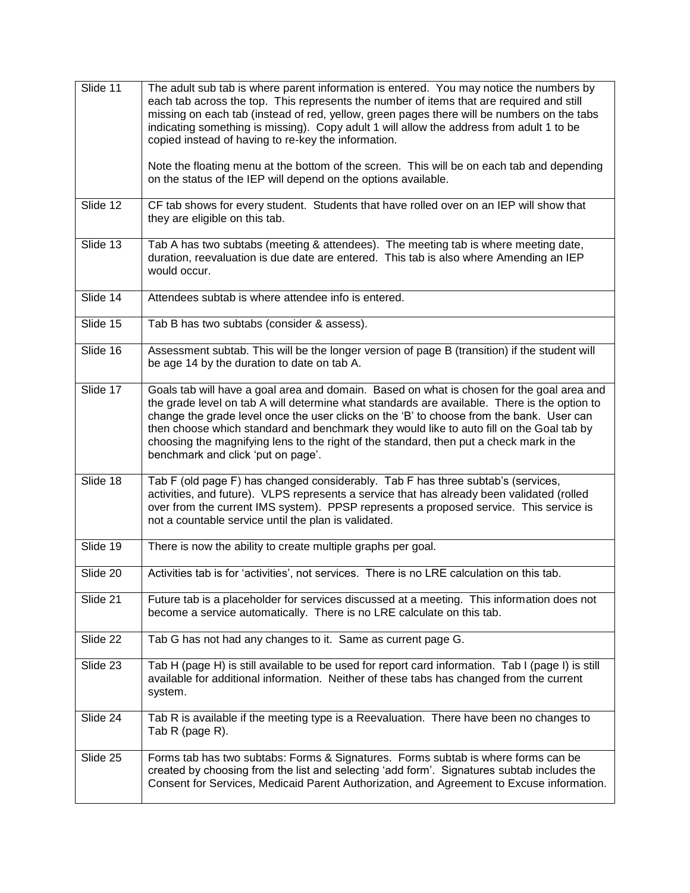| Slide 11 | The adult sub tab is where parent information is entered. You may notice the numbers by each tab across the top. This represents the number of items that are required and still missing on each tab (instead of red, yellow, green pages there will be numbers on the tabs indicating something is missing). Copy adult 1 will allow the address from adult 1 to be copied instead of having to re-key the information.<br><br>Note the floating menu at the bottom of the screen. This will be on each tab and depending on the status of the IEP will depend on the options available. |
|---|---|
| Slide 12 | CF tab shows for every student. Students that have rolled over on an IEP will show that they are eligible on this tab. |
| Slide 13 | Tab A has two subtabs (meeting & attendees). The meeting tab is where meeting date, duration, reevaluation is due date are entered. This tab is also where Amending an IEP would occur. |
| Slide 14 | Attendees subtab is where attendee info is entered. |
| Slide 15 | Tab B has two subtabs (consider & assess). |
| Slide 16 | Assessment subtab. This will be the longer version of page B (transition) if the student will be age 14 by the duration to date on tab A. |
| Slide 17 | Goals tab will have a goal area and domain. Based on what is chosen for the goal area and the grade level on tab A will determine what standards are available. There is the option to change the grade level once the user clicks on the 'B' to choose from the bank. User can then choose which standard and benchmark they would like to auto fill on the Goal tab by choosing the magnifying lens to the right of the standard, then put a check mark in the benchmark and click 'put on page'. |
| Slide 18 | Tab F (old page F) has changed considerably. Tab F has three subtab's (services, activities, and future). VLPS represents a service that has already been validated (rolled over from the current IMS system). PPSP represents a proposed service. This service is not a countable service until the plan is validated. |
| Slide 19 | There is now the ability to create multiple graphs per goal. |
| Slide 20 | Activities tab is for 'activities', not services. There is no LRE calculation on this tab. |
| Slide 21 | Future tab is a placeholder for services discussed at a meeting. This information does not become a service automatically. There is no LRE calculate on this tab. |
| Slide 22 | Tab G has not had any changes to it. Same as current page G. |
| Slide 23 | Tab H (page H) is still available to be used for report card information. Tab I (page I) is still available for additional information. Neither of these tabs has changed from the current system. |
| Slide 24 | Tab R is available if the meeting type is a Reevaluation. There have been no changes to Tab R (page R). |
| Slide 25 | Forms tab has two subtabs: Forms & Signatures. Forms subtab is where forms can be created by choosing from the list and selecting 'add form'. Signatures subtab includes the Consent for Services, Medicaid Parent Authorization, and Agreement to Excuse information. |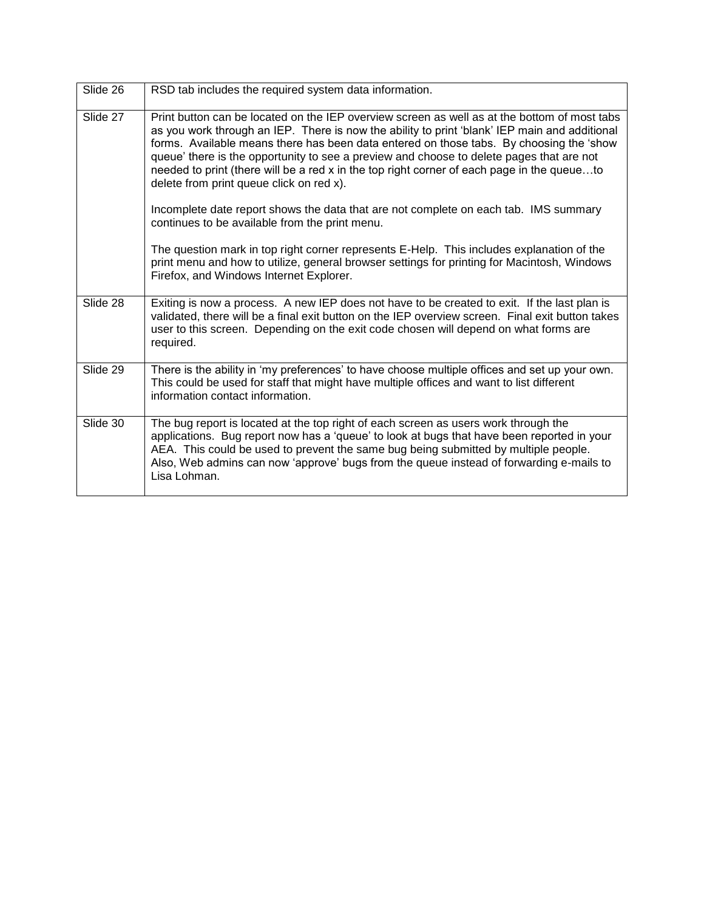| | |
|---|---|
| Slide 26 | RSD tab includes the required system data information. |
| Slide 27 | Print button can be located on the IEP overview screen as well as at the bottom of most tabs as you work through an IEP. There is now the ability to print 'blank' IEP main and additional forms. Available means there has been data entered on those tabs. By choosing the 'show queue' there is the opportunity to see a preview and choose to delete pages that are not needed to print (there will be a red x in the top right corner of each page in the queue…to delete from print queue click on red x).<br><br>Incomplete date report shows the data that are not complete on each tab. IMS summary continues to be available from the print menu.<br><br>The question mark in top right corner represents E-Help. This includes explanation of the print menu and how to utilize, general browser settings for printing for Macintosh, Windows Firefox, and Windows Internet Explorer. |
| Slide 28 | Exiting is now a process. A new IEP does not have to be created to exit. If the last plan is validated, there will be a final exit button on the IEP overview screen. Final exit button takes user to this screen. Depending on the exit code chosen will depend on what forms are required. |
| Slide 29 | There is the ability in 'my preferences' to have choose multiple offices and set up your own. This could be used for staff that might have multiple offices and want to list different information contact information. |
| Slide 30 | The bug report is located at the top right of each screen as users work through the applications. Bug report now has a 'queue' to look at bugs that have been reported in your AEA. This could be used to prevent the same bug being submitted by multiple people. Also, Web admins can now 'approve' bugs from the queue instead of forwarding e-mails to Lisa Lohman. |